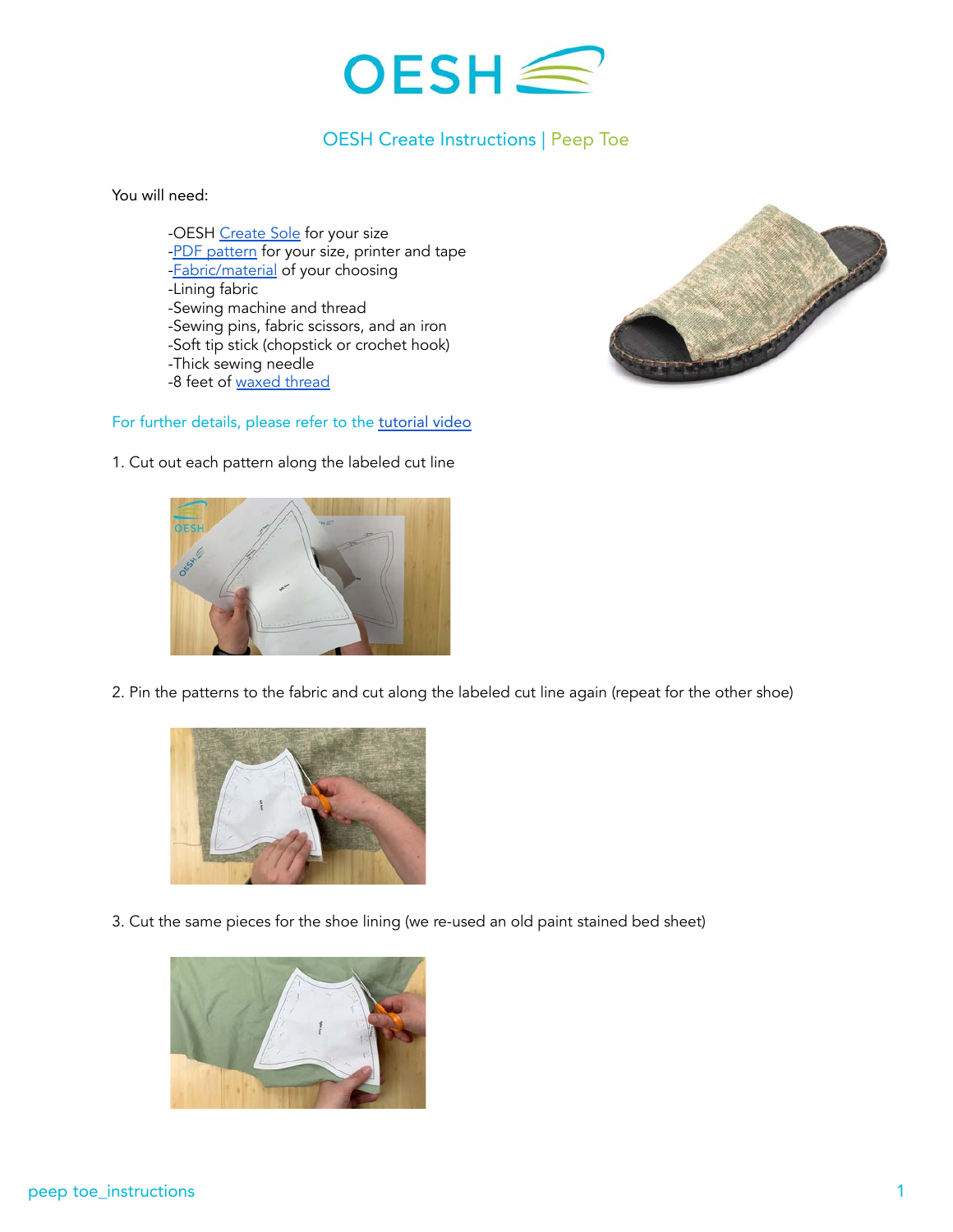# OESH Create Instructions | Peep Toe

You will need:

- -OESH Create Sole for your size
- -PDF pattern for your size, printer and tape
- -Fabric/material of your choosing
- -Lining fabric
- -Sewing machine and thread
- -Sewing pins, fabric scissors, and an iron
- -Soft tip stick (chopstick or crochet hook)
- -Thick sewing needle
- -8 feet of waxed thread

For further details, please refer to the tutorial video

1. Cut out each pattern along the labeled cut line

2. Pin the patterns to the fabric and cut along the labeled cut line again (repeat for the other shoe)

3. Cut the same pieces for the shoe lining (we re-used an old paint stained bed sheet)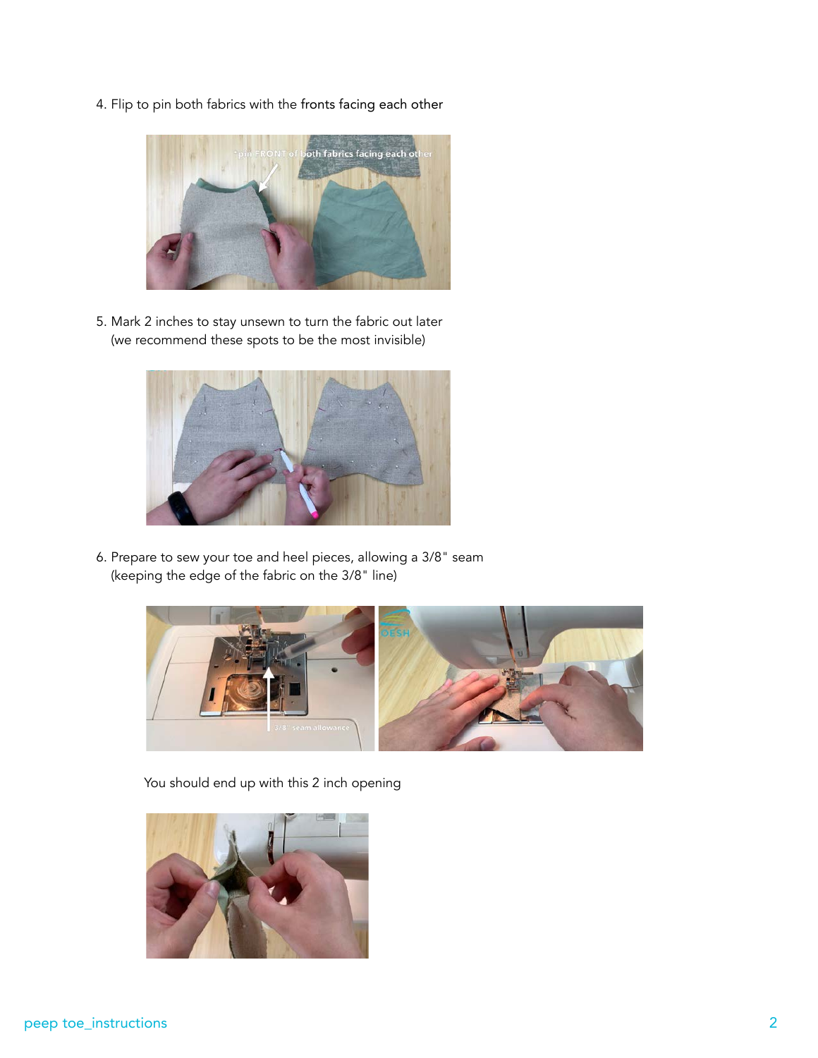4. Flip to pin both fabrics with the fronts facing each other

5. Mark 2 inches to stay unsewn to turn the fabric out later (we recommend these spots to be the most invisible)

6. Prepare to sew your toe and heel pieces, allowing a 3/8" seam (keeping the edge of the fabric on the 3/8" line)

You should end up with this 2 inch opening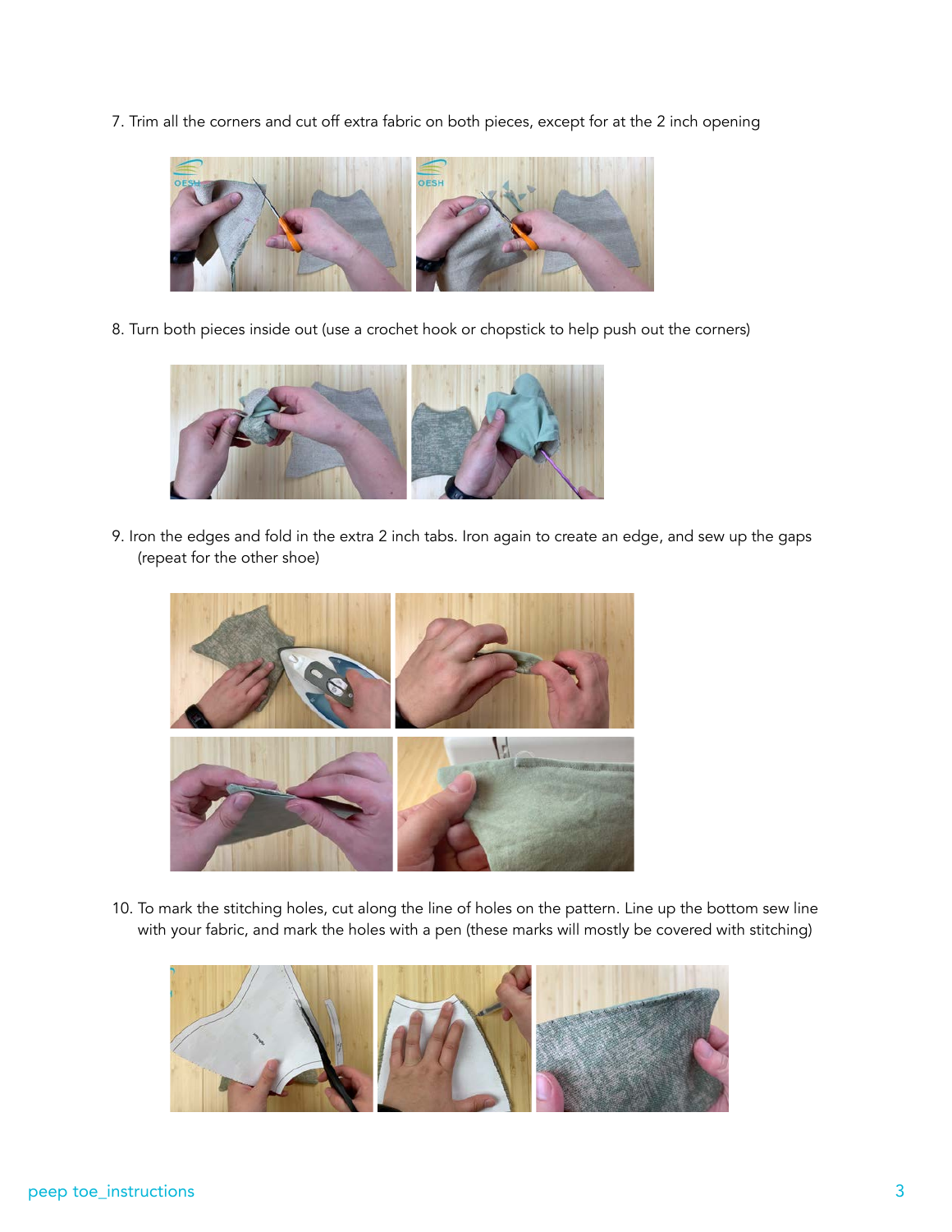7. Trim all the corners and cut off extra fabric on both pieces, except for at the 2 inch opening

8. Turn both pieces inside out (use a crochet hook or chopstick to help push out the corners)

9. Iron the edges and fold in the extra 2 inch tabs. Iron again to create an edge, and sew up the gaps (repeat for the other shoe)

10. To mark the stitching holes, cut along the line of holes on the pattern. Line up the bottom sew line with your fabric, and mark the holes with a pen (these marks will mostly be covered with stitching)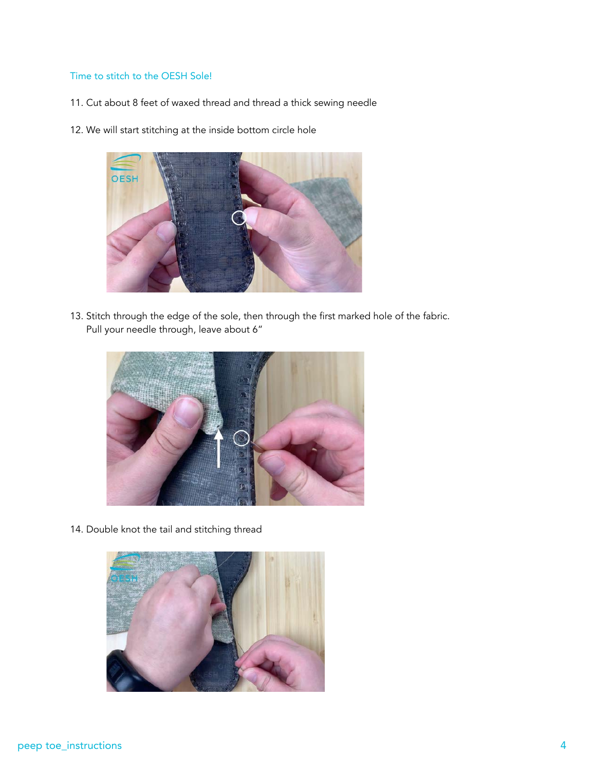Time to stitch to the OESH Sole!

11. Cut about 8 feet of waxed thread and thread a thick sewing needle

12. We will start stitching at the inside bottom circle hole

13. Stitch through the edge of the sole, then through the first marked hole of the fabric. Pull your needle through, leave about 6"

14. Double knot the tail and stitching thread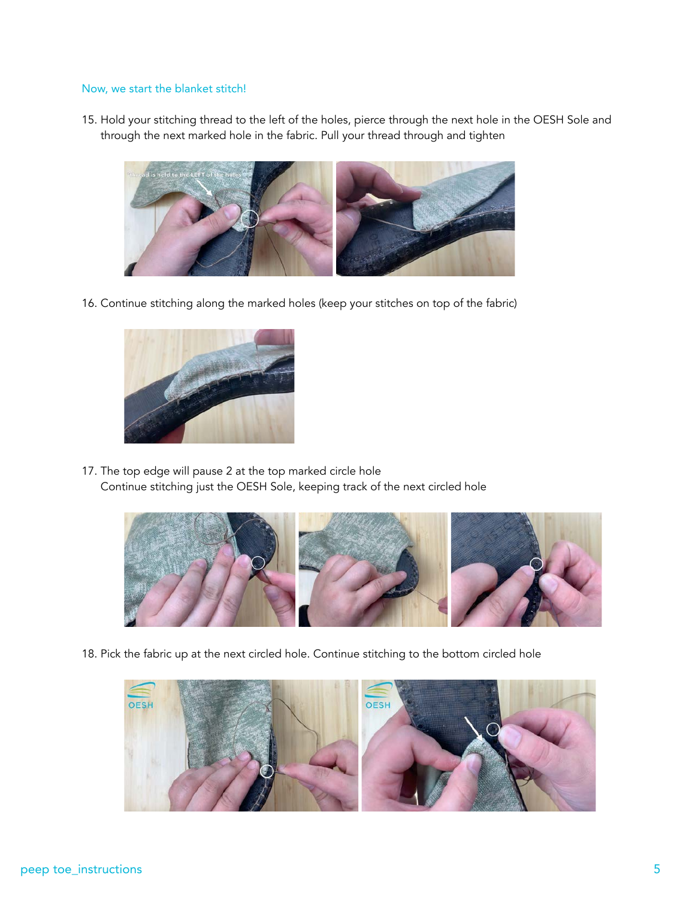Now, we start the blanket stitch!

15. Hold your stitching thread to the left of the holes, pierce through the next hole in the OESH Sole and through the next marked hole in the fabric. Pull your thread through and tighten

16. Continue stitching along the marked holes (keep your stitches on top of the fabric)

17. The top edge will pause 2 at the top marked circle hole
    Continue stitching just the OESH Sole, keeping track of the next circled hole

18. Pick the fabric up at the next circled hole. Continue stitching to the bottom circled hole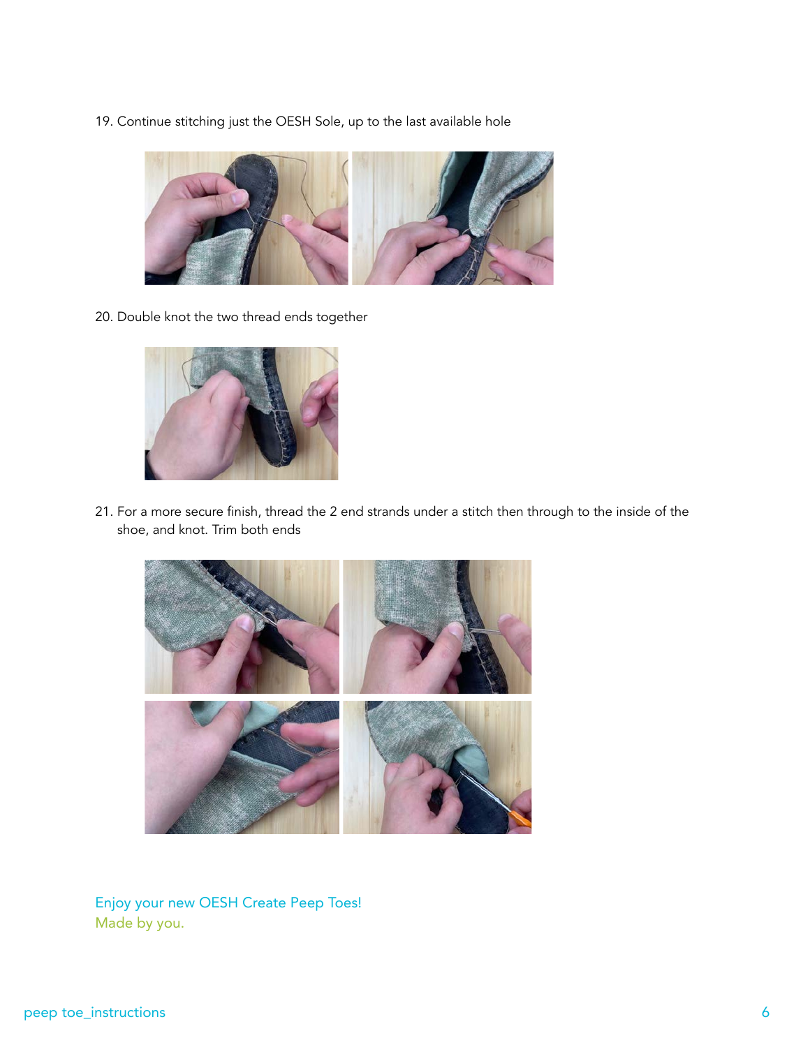19. Continue stitching just the OESH Sole, up to the last available hole

20. Double knot the two thread ends together

21. For a more secure finish, thread the 2 end strands under a stitch then through to the inside of the shoe, and knot. Trim both ends

Enjoy your new OESH Create Peep Toes!
Made by you.